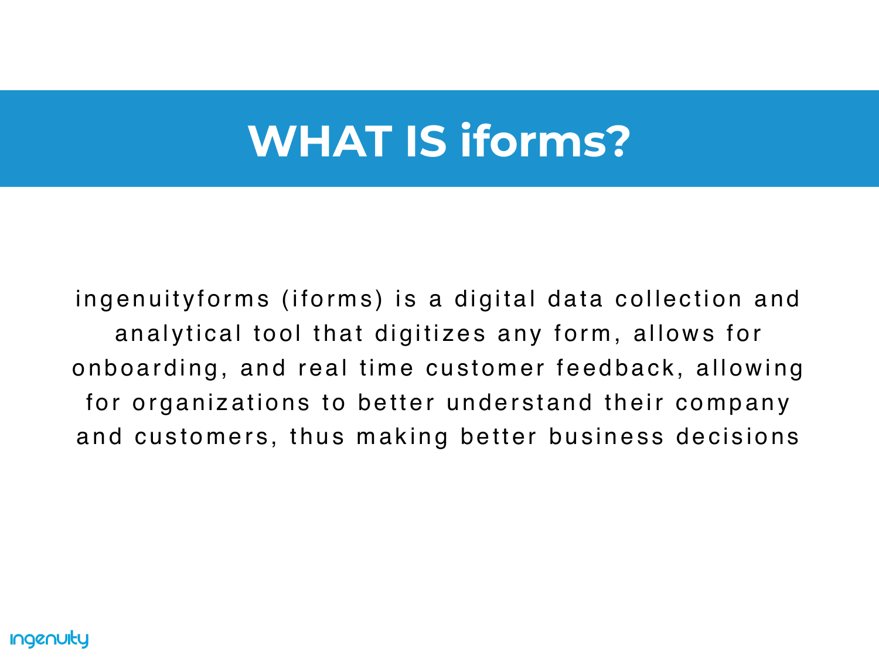# WHAT IS iforms?

ingenuityforms (iforms) is a digital data collection and analytical tool that digitizes any form, allows for onboarding, and real time customer feedback, allowing for organizations to better understand their company and customers, thus making better business decisions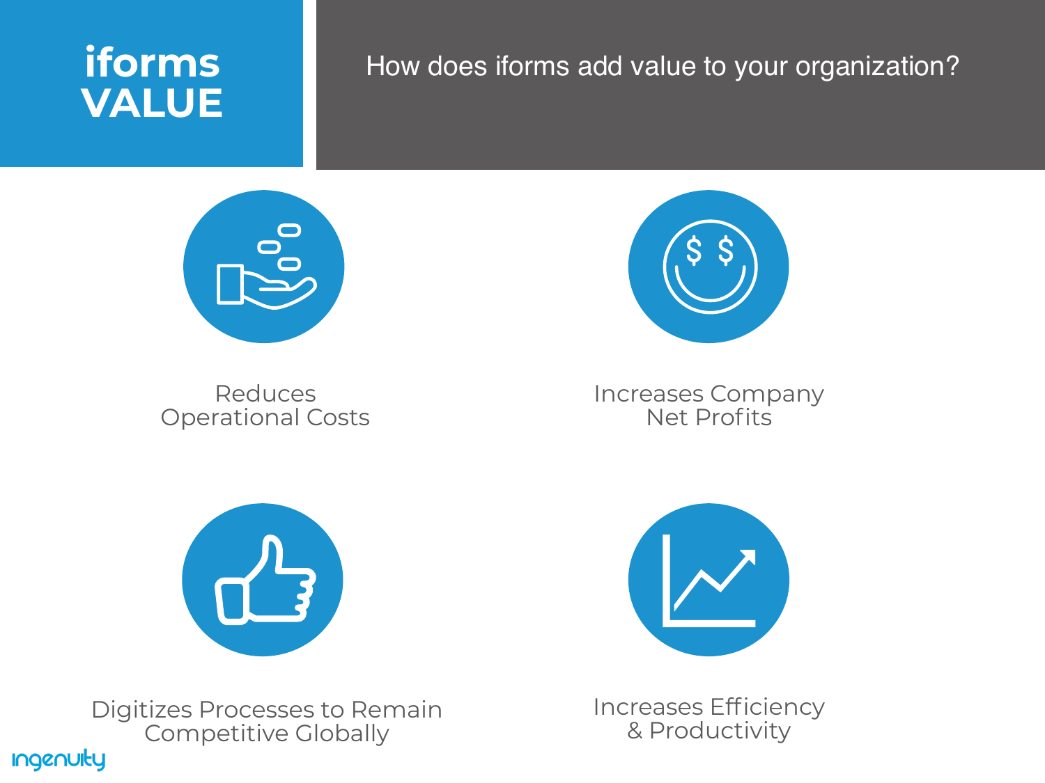# iforms VALUE

How does iforms add value to your organization?

- Reduces Operational Costs
- Increases Company Net Profits
- Digitizes Processes to Remain Competitive Globally
- Increases Efficiency & Productivity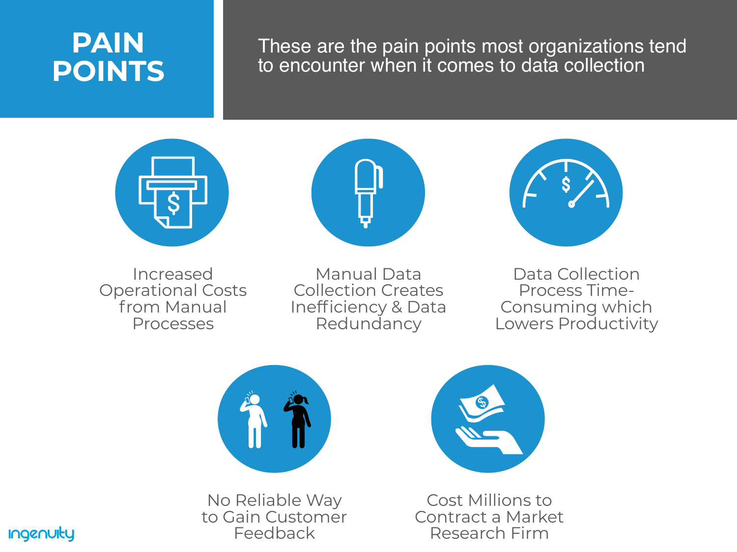# PAIN POINTS

These are the pain points most organizations tend to encounter when it comes to data collection

- Increased Operational Costs from Manual Processes
- Manual Data Collection Creates Inefficiency & Data Redundancy
- Data Collection Process Time-Consuming which Lowers Productivity
- No Reliable Way to Gain Customer Feedback
- Cost Millions to Contract a Market Research Firm

ingenuity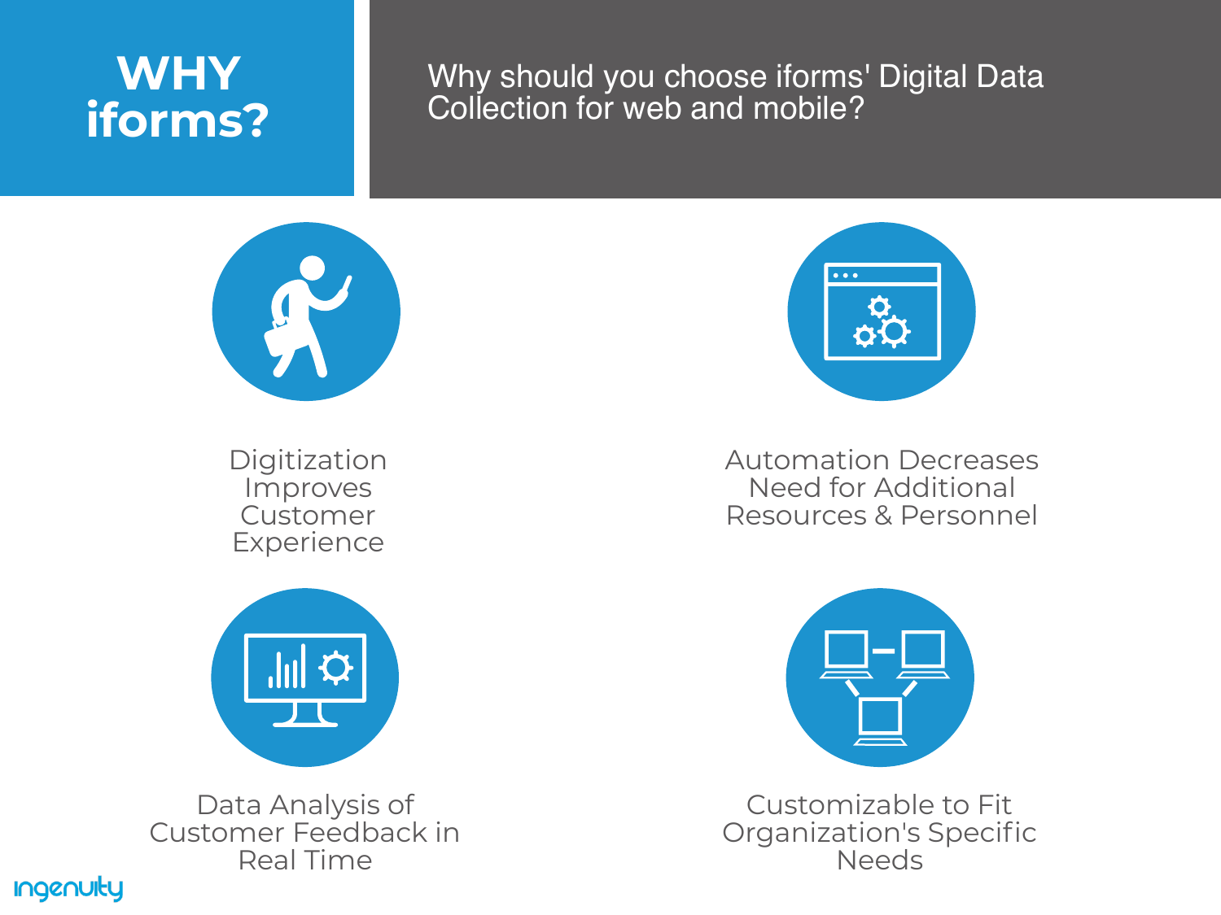# WHY iforms?

Why should you choose iforms' Digital Data Collection for web and mobile?

Digitization Improves Customer Experience

Automation Decreases Need for Additional Resources & Personnel

Data Analysis of Customer Feedback in Real Time

Customizable to Fit Organization's Specific Needs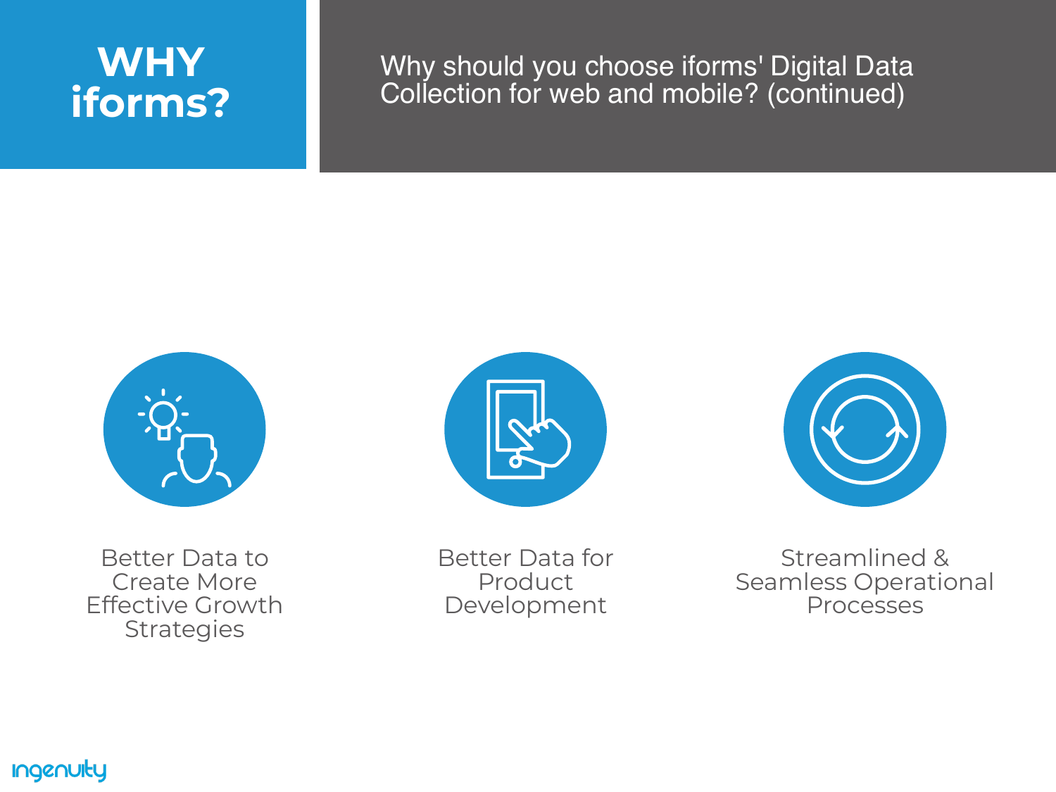# WHY iforms?

Why should you choose iforms' Digital Data Collection for web and mobile? (continued)

- Better Data to Create More Effective Growth Strategies
- Better Data for Product Development
- Streamlined & Seamless Operational Processes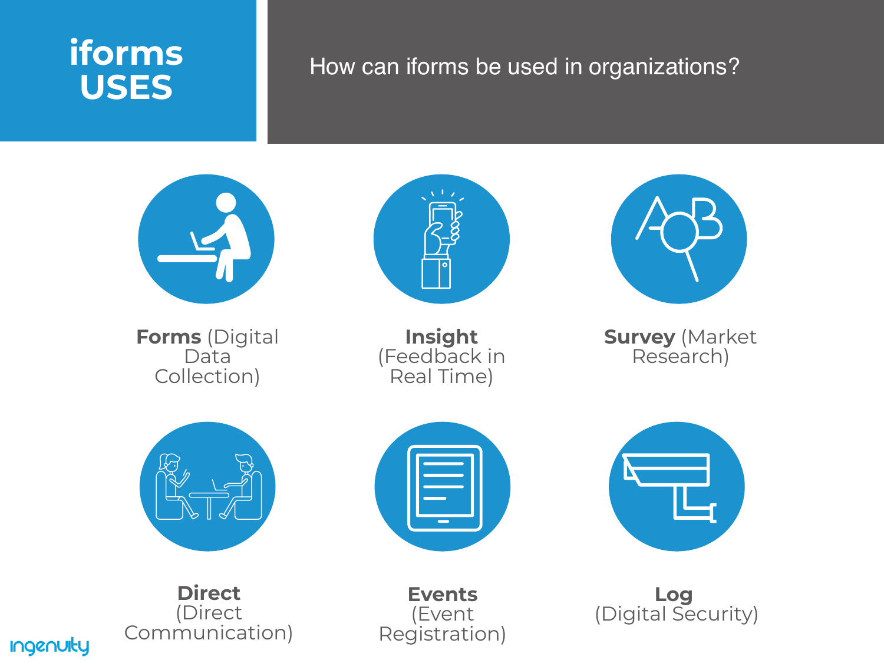# iforms USES

How can iforms be used in organizations?

**Forms** (Digital Data Collection)

**Insight** (Feedback in Real Time)

**Survey** (Market Research)

**Direct** (Direct Communication)

**Events** (Event Registration)

**Log** (Digital Security)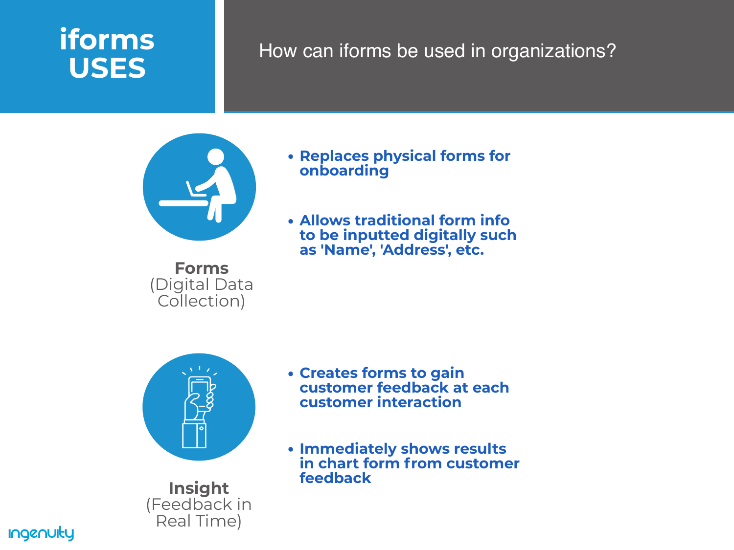# iforms USES

How can iforms be used in organizations?

**Forms**
(Digital Data Collection)

- **Replaces physical forms for onboarding**
- **Allows traditional form info to be inputted digitally such as 'Name', 'Address', etc.**

**Insight**
(Feedback in Real Time)

- **Creates forms to gain customer feedback at each customer interaction**
- **Immediately shows results in chart form from customer feedback**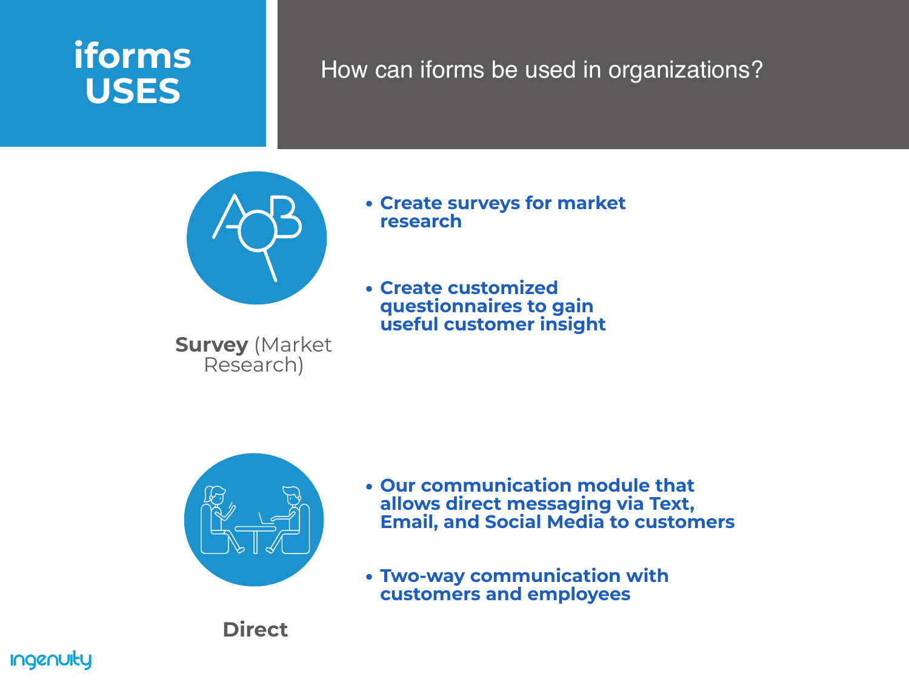# iforms USES

How can iforms be used in organizations?

**Survey** (Market Research)

- **Create surveys for market research**
- **Create customized questionnaires to gain useful customer insight**

**Direct**

- **Our communication module that allows direct messaging via Text, Email, and Social Media to customers**
- **Two-way communication with customers and employees**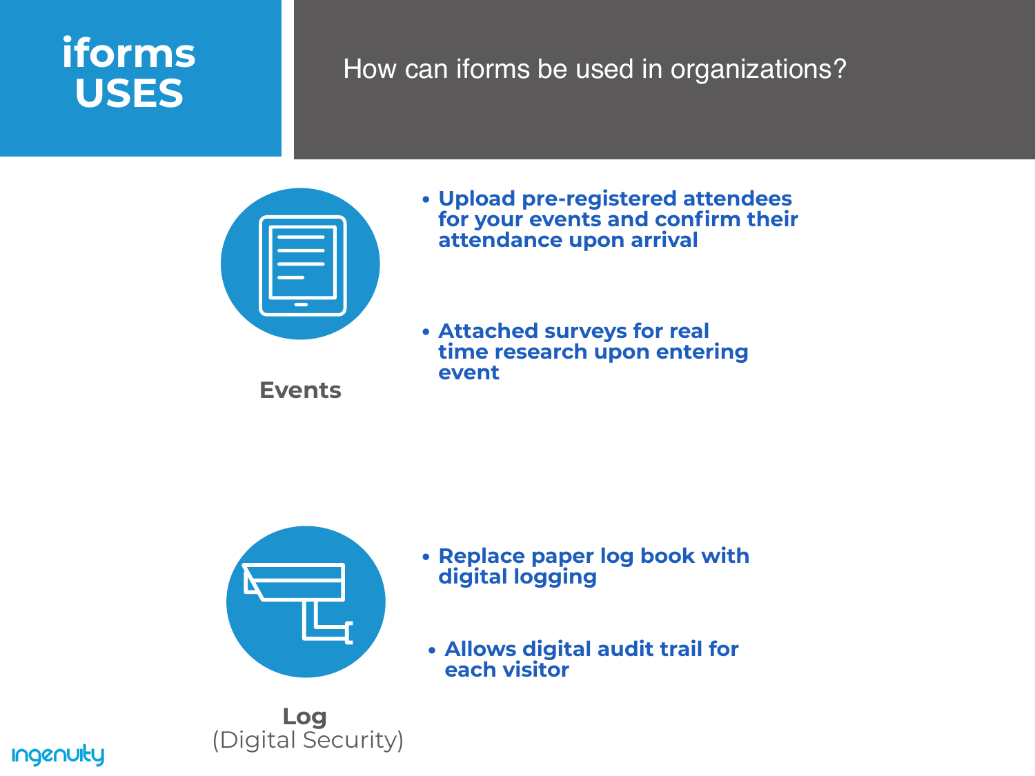# iforms USES

How can iforms be used in organizations?

**Events**

- **Upload pre-registered attendees for your events and confirm their attendance upon arrival**
- **Attached surveys for real time research upon entering event**

**Log**
(Digital Security)

- **Replace paper log book with digital logging**
- **Allows digital audit trail for each visitor**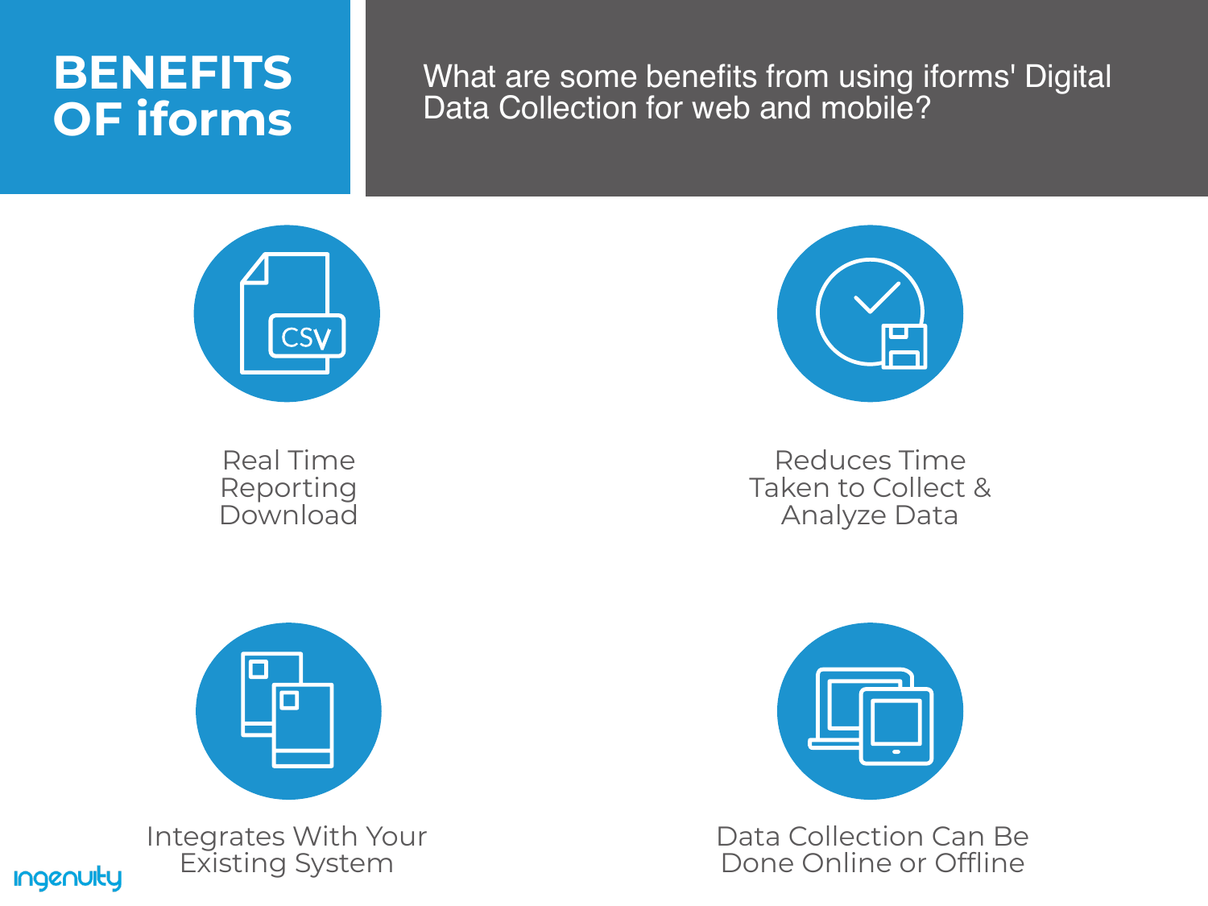# BENEFITS OF iforms

What are some benefits from using iforms' Digital Data Collection for web and mobile?

- Real Time Reporting Download
- Reduces Time Taken to Collect & Analyze Data
- Integrates With Your Existing System
- Data Collection Can Be Done Online or Offline

ingenuity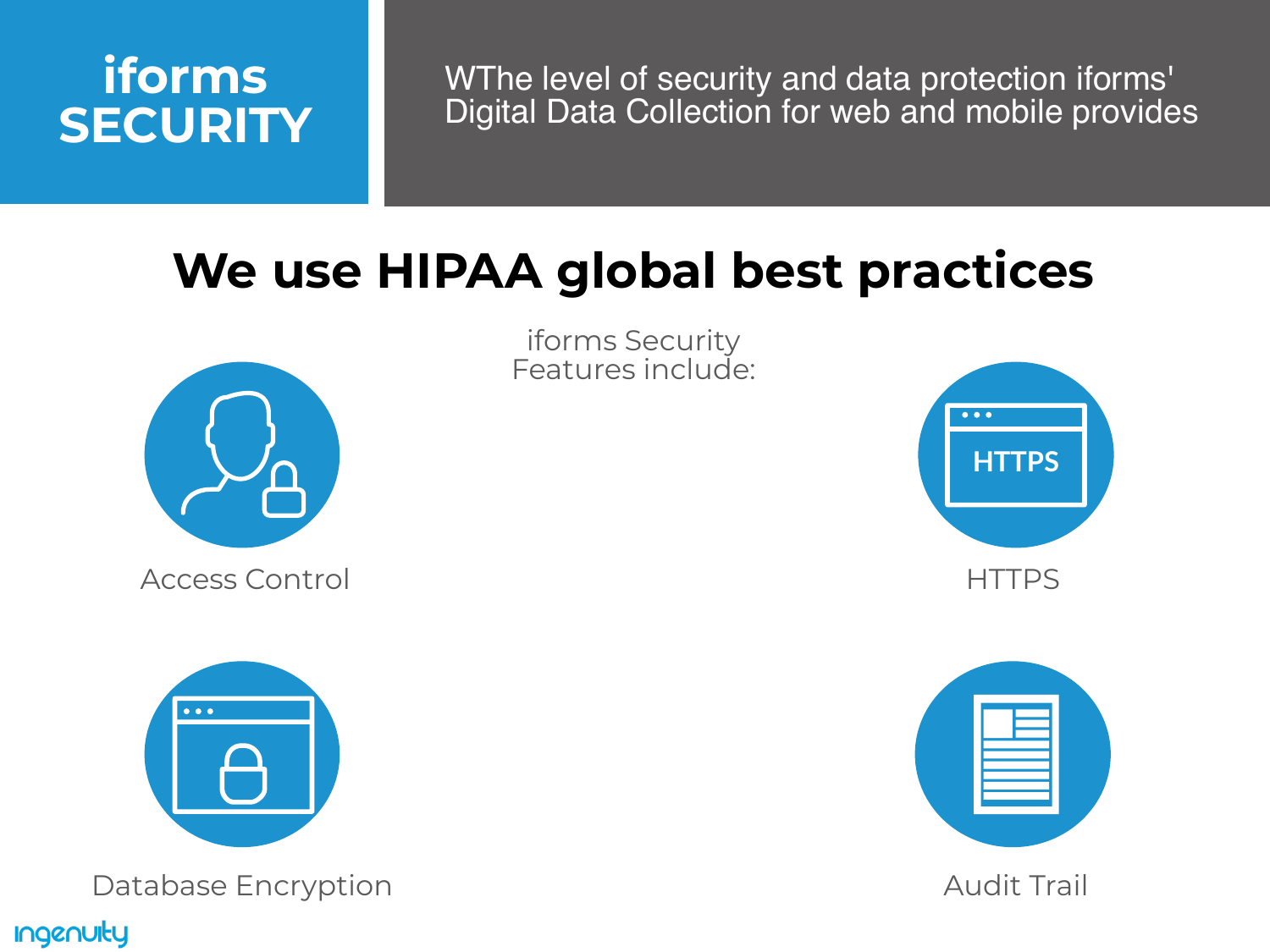# iforms SECURITY

WThe level of security and data protection iforms' Digital Data Collection for web and mobile provides

## We use HIPAA global best practices

iforms Security Features include:

- Access Control
- HTTPS
- Database Encryption
- Audit Trail

ingenuity